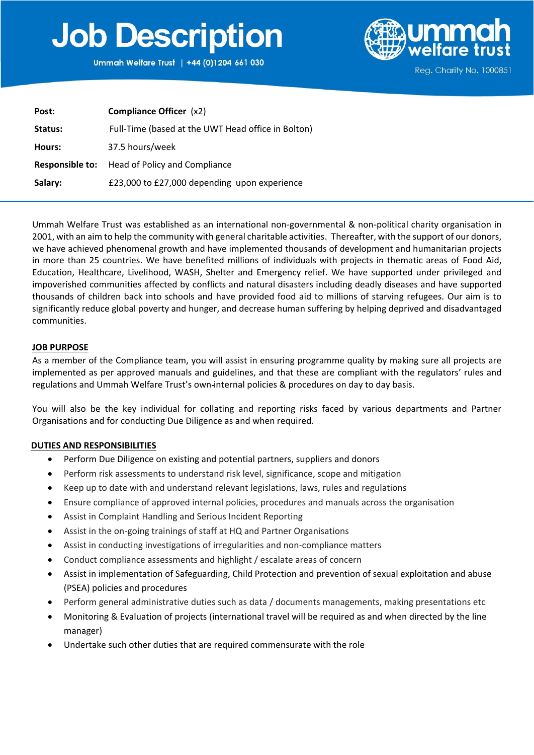# Job Description

Ummah Welfare Trust | +44 (0)1204 661 030

ummah welfare trust

Reg. Charity No. 1000851

| | |
|---|---|
| **Post:** | **Compliance Officer** (x2) |
| **Status:** | Full-Time (based at the UWT Head office in Bolton) |
| **Hours:** | 37.5 hours/week |
| **Responsible to:** | Head of Policy and Compliance |
| **Salary:** | £23,000 to £27,000 depending upon experience |

Ummah Welfare Trust was established as an international non-governmental & non-political charity organisation in 2001, with an aim to help the community with general charitable activities. Thereafter, with the support of our donors, we have achieved phenomenal growth and have implemented thousands of development and humanitarian projects in more than 25 countries. We have benefited millions of individuals with projects in thematic areas of Food Aid, Education, Healthcare, Livelihood, WASH, Shelter and Emergency relief. We have supported under privileged and impoverished communities affected by conflicts and natural disasters including deadly diseases and have supported thousands of children back into schools and have provided food aid to millions of starving refugees. Our aim is to significantly reduce global poverty and hunger, and decrease human suffering by helping deprived and disadvantaged communities.

## JOB PURPOSE

As a member of the Compliance team, you will assist in ensuring programme quality by making sure all projects are implemented as per approved manuals and guidelines, and that these are compliant with the regulators' rules and regulations and Ummah Welfare Trust's own-internal policies & procedures on day to day basis.

You will also be the key individual for collating and reporting risks faced by various departments and Partner Organisations and for conducting Due Diligence as and when required.

## DUTIES AND RESPONSIBILITIES

- Perform Due Diligence on existing and potential partners, suppliers and donors
- Perform risk assessments to understand risk level, significance, scope and mitigation
- Keep up to date with and understand relevant legislations, laws, rules and regulations
- Ensure compliance of approved internal policies, procedures and manuals across the organisation
- Assist in Complaint Handling and Serious Incident Reporting
- Assist in the on-going trainings of staff at HQ and Partner Organisations
- Assist in conducting investigations of irregularities and non-compliance matters
- Conduct compliance assessments and highlight / escalate areas of concern
- Assist in implementation of Safeguarding, Child Protection and prevention of sexual exploitation and abuse (PSEA) policies and procedures
- Perform general administrative duties such as data / documents managements, making presentations etc
- Monitoring & Evaluation of projects (international travel will be required as and when directed by the line manager)
- Undertake such other duties that are required commensurate with the role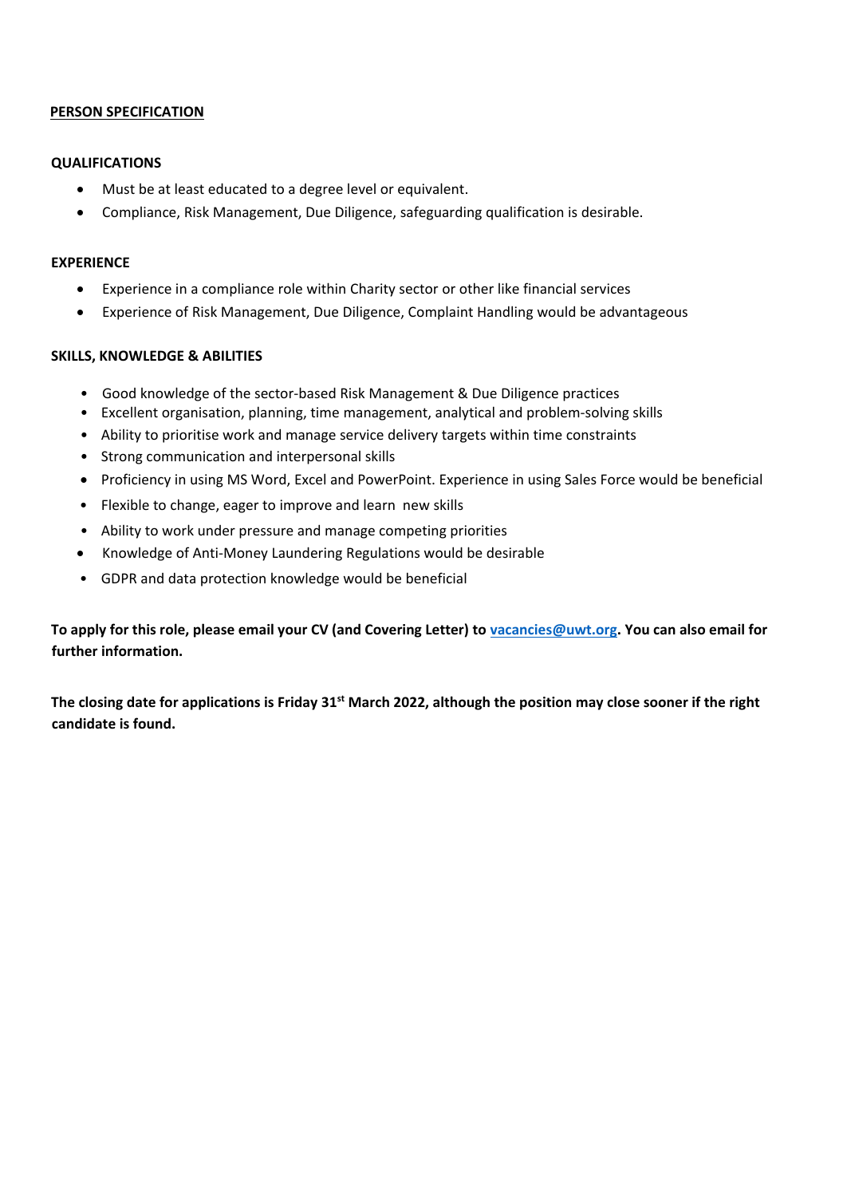## PERSON SPECIFICATION

### QUALIFICATIONS

- Must be at least educated to a degree level or equivalent.
- Compliance, Risk Management, Due Diligence, safeguarding qualification is desirable.

### EXPERIENCE

- Experience in a compliance role within Charity sector or other like financial services
- Experience of Risk Management, Due Diligence, Complaint Handling would be advantageous

### SKILLS, KNOWLEDGE & ABILITIES

- Good knowledge of the sector-based Risk Management & Due Diligence practices
- Excellent organisation, planning, time management, analytical and problem-solving skills
- Ability to prioritise work and manage service delivery targets within time constraints
- Strong communication and interpersonal skills
- Proficiency in using MS Word, Excel and PowerPoint. Experience in using Sales Force would be beneficial
- Flexible to change, eager to improve and learn new skills
- Ability to work under pressure and manage competing priorities
- Knowledge of Anti-Money Laundering Regulations would be desirable
- GDPR and data protection knowledge would be beneficial

**To apply for this role, please email your CV (and Covering Letter) to vacancies@uwt.org. You can also email for further information.**

**The closing date for applications is Friday 31st March 2022, although the position may close sooner if the right candidate is found.**